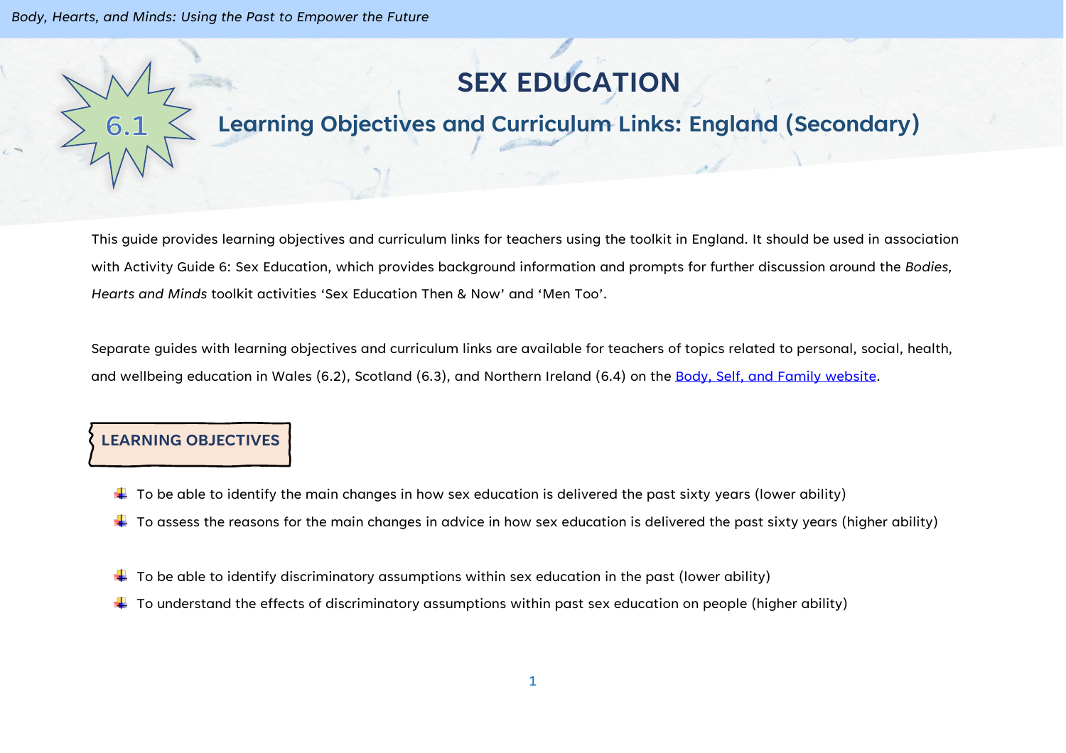# SEX EDUCATION

## 6.1 Learning Objectives and Curriculum Links: England (Secondary)

This guide provides learning objectives and curriculum links for teachers using the toolkit in England. It should be used in association with Activity Guide 6: Sex Education, which provides background information and prompts for further discussion around the *Bodies, Hearts and Minds* toolkit activities 'Sex Education Then & Now' and 'Men Too'.

Separate guides with learning objectives and curriculum links are available for teachers of topics related to personal, social, health, and wellbeing education in Wales (6.2), Scotland (6.3), and Northern Ireland (6.4) on the Body, Self, and Family website.

### LEARNING OBJECTIVES

- To be able to identify the main changes in how sex education is delivered the past sixty years (lower ability)
- To assess the reasons for the main changes in advice in how sex education is delivered the past sixty years (higher ability)

- To be able to identify discriminatory assumptions within sex education in the past (lower ability)
- To understand the effects of discriminatory assumptions within past sex education on people (higher ability)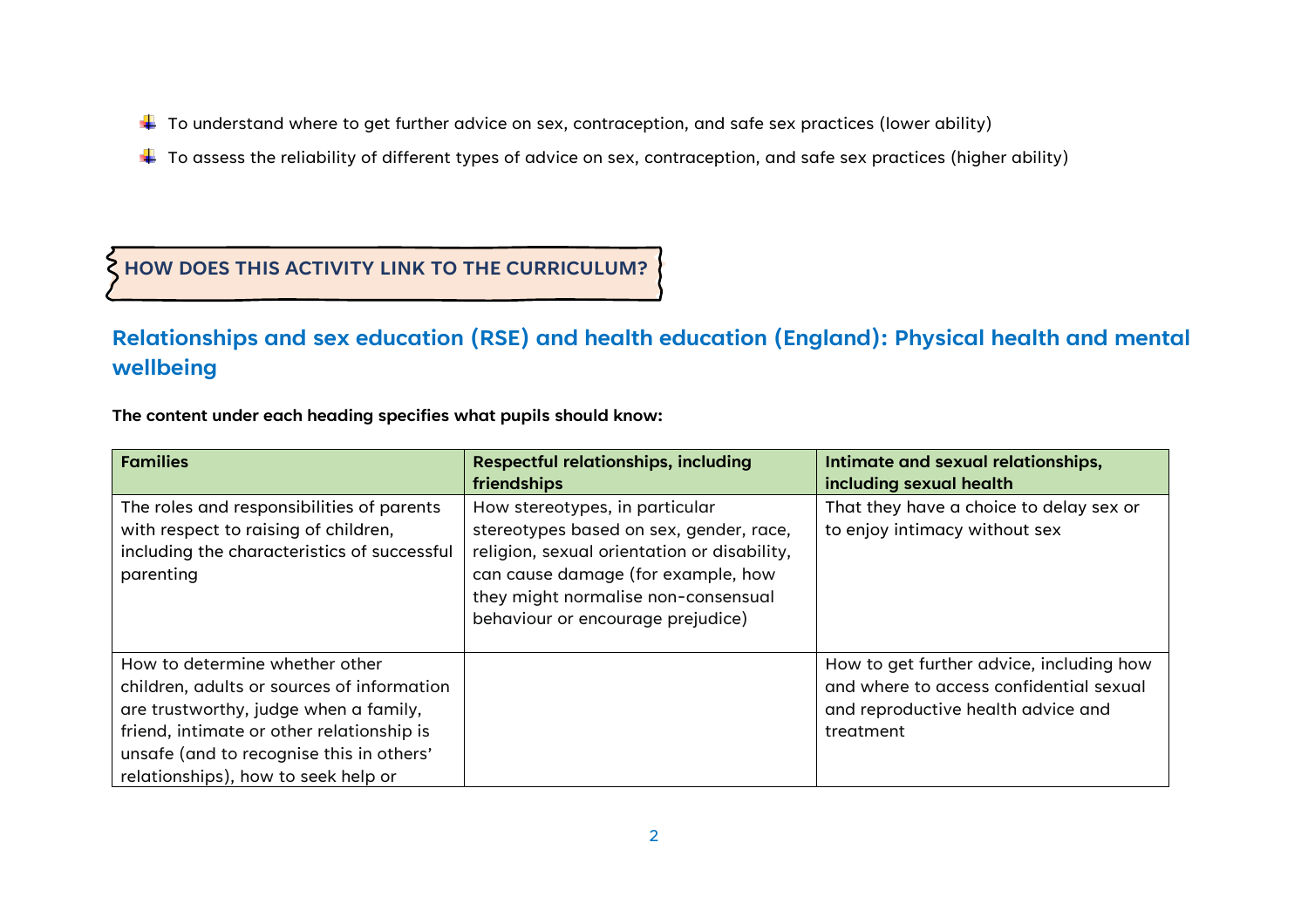- To understand where to get further advice on sex, contraception, and safe sex practices (lower ability)
- To assess the reliability of different types of advice on sex, contraception, and safe sex practices (higher ability)

## HOW DOES THIS ACTIVITY LINK TO THE CURRICULUM?

### Relationships and sex education (RSE) and health education (England): Physical health and mental wellbeing

**The content under each heading specifies what pupils should know:**

| Families | Respectful relationships, including friendships | Intimate and sexual relationships, including sexual health |
|---|---|---|
| The roles and responsibilities of parents with respect to raising of children, including the characteristics of successful parenting | How stereotypes, in particular stereotypes based on sex, gender, race, religion, sexual orientation or disability, can cause damage (for example, how they might normalise non-consensual behaviour or encourage prejudice) | That they have a choice to delay sex or to enjoy intimacy without sex |
| How to determine whether other children, adults or sources of information are trustworthy, judge when a family, friend, intimate or other relationship is unsafe (and to recognise this in others' relationships), how to seek help or | | How to get further advice, including how and where to access confidential sexual and reproductive health advice and treatment |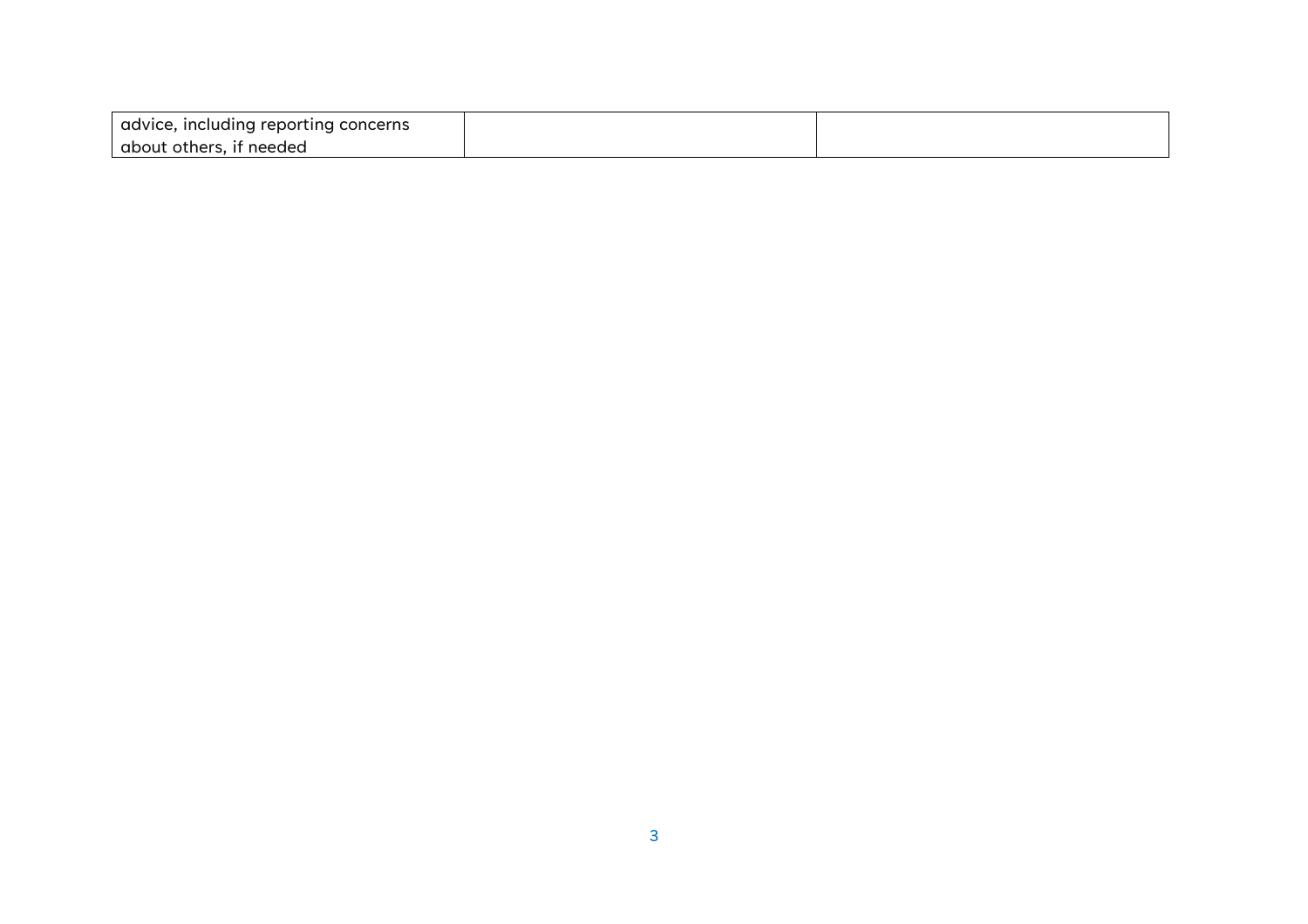| | | |
|---|---|---|
| advice, including reporting concerns about others, if needed | | |